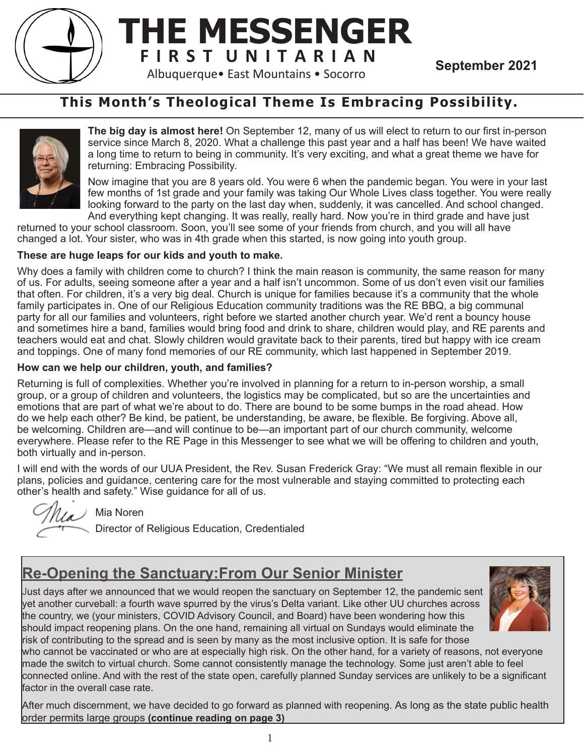# THE MESSENGER

**FIRST UNITARIAN**

Albuquerque• East Mountains • Socorro

**September 2021**

## This Month's Theological Theme Is Embracing Possibility.

**The big day is almost here!** On September 12, many of us will elect to return to our first in-person service since March 8, 2020. What a challenge this past year and a half has been! We have waited a long time to return to being in community. It's very exciting, and what a great theme we have for returning: Embracing Possibility.

Now imagine that you are 8 years old. You were 6 when the pandemic began. You were in your last few months of 1st grade and your family was taking Our Whole Lives class together. You were really looking forward to the party on the last day when, suddenly, it was cancelled. And school changed. And everything kept changing. It was really, really hard. Now you're in third grade and have just returned to your school classroom. Soon, you'll see some of your friends from church, and you will all have changed a lot. Your sister, who was in 4th grade when this started, is now going into youth group.

**These are huge leaps for our kids and youth to make.**

Why does a family with children come to church? I think the main reason is community, the same reason for many of us. For adults, seeing someone after a year and a half isn't uncommon. Some of us don't even visit our families that often. For children, it's a very big deal. Church is unique for families because it's a community that the whole family participates in. One of our Religious Education community traditions was the RE BBQ, a big communal party for all our families and volunteers, right before we started another church year. We'd rent a bouncy house and sometimes hire a band, families would bring food and drink to share, children would play, and RE parents and teachers would eat and chat. Slowly children would gravitate back to their parents, tired but happy with ice cream and toppings. One of many fond memories of our RE community, which last happened in September 2019.

**How can we help our children, youth, and families?**

Returning is full of complexities. Whether you're involved in planning for a return to in-person worship, a small group, or a group of children and volunteers, the logistics may be complicated, but so are the uncertainties and emotions that are part of what we're about to do. There are bound to be some bumps in the road ahead. How do we help each other? Be kind, be patient, be understanding, be aware, be flexible. Be forgiving. Above all, be welcoming. Children are—and will continue to be—an important part of our church community, welcome everywhere. Please refer to the RE Page in this Messenger to see what we will be offering to children and youth, both virtually and in-person.

I will end with the words of our UUA President, the Rev. Susan Frederick Gray: "We must all remain flexible in our plans, policies and guidance, centering care for the most vulnerable and staying committed to protecting each other's health and safety." Wise guidance for all of us.

Mia Noren

Director of Religious Education, Credentialed

## Re-Opening the Sanctuary:From Our Senior Minister

Just days after we announced that we would reopen the sanctuary on September 12, the pandemic sent yet another curveball: a fourth wave spurred by the virus's Delta variant. Like other UU churches across the country, we (your ministers, COVID Advisory Council, and Board) have been wondering how this should impact reopening plans. On the one hand, remaining all virtual on Sundays would eliminate the risk of contributing to the spread and is seen by many as the most inclusive option. It is safe for those who cannot be vaccinated or who are at especially high risk. On the other hand, for a variety of reasons, not everyone made the switch to virtual church. Some cannot consistently manage the technology. Some just aren't able to feel connected online. And with the rest of the state open, carefully planned Sunday services are unlikely to be a significant factor in the overall case rate.

After much discernment, we have decided to go forward as planned with reopening. As long as the state public health order permits large groups **(continue reading on page 3)**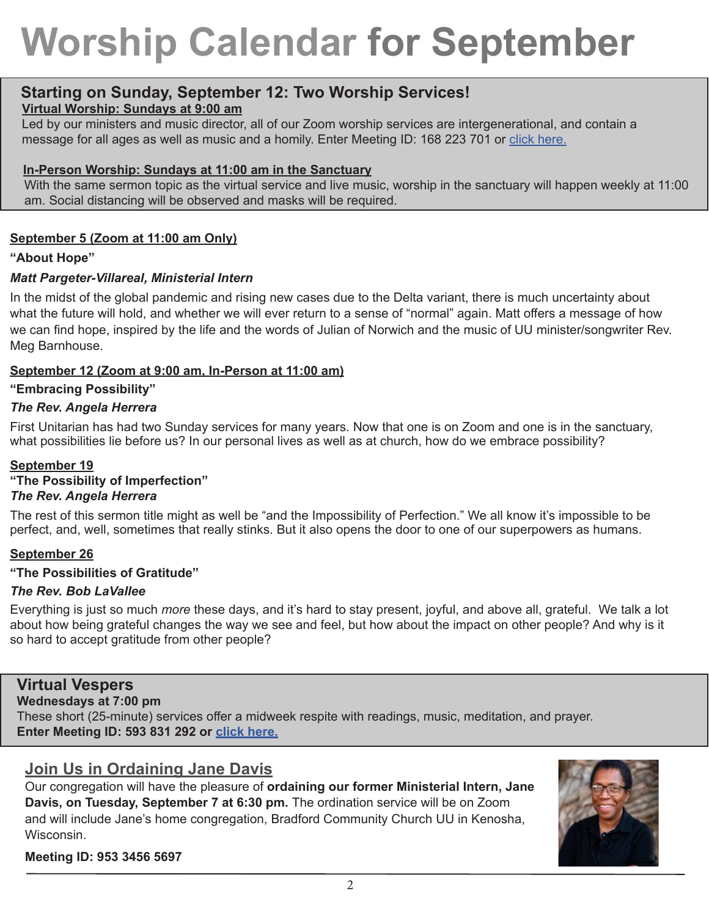# Worship Calendar for September

## Starting on Sunday, September 12: Two Worship Services!

**Virtual Worship: Sundays at 9:00 am**

Led by our ministers and music director, all of our Zoom worship services are intergenerational, and contain a message for all ages as well as music and a homily. Enter Meeting ID: 168 223 701 or click here.

**In-Person Worship: Sundays at 11:00 am in the Sanctuary**

With the same sermon topic as the virtual service and live music, worship in the sanctuary will happen weekly at 11:00 am. Social distancing will be observed and masks will be required.

**September 5 (Zoom at 11:00 am Only)**

**"About Hope"**

***Matt Pargeter-Villareal, Ministerial Intern***

In the midst of the global pandemic and rising new cases due to the Delta variant, there is much uncertainty about what the future will hold, and whether we will ever return to a sense of "normal" again. Matt offers a message of how we can find hope, inspired by the life and the words of Julian of Norwich and the music of UU minister/songwriter Rev. Meg Barnhouse.

**September 12 (Zoom at 9:00 am, In-Person at 11:00 am)**

**"Embracing Possibility"**

***The Rev. Angela Herrera***

First Unitarian has had two Sunday services for many years. Now that one is on Zoom and one is in the sanctuary, what possibilities lie before us? In our personal lives as well as at church, how do we embrace possibility?

**September 19**

**"The Possibility of Imperfection"**

***The Rev. Angela Herrera***

The rest of this sermon title might as well be "and the Impossibility of Perfection." We all know it's impossible to be perfect, and, well, sometimes that really stinks. But it also opens the door to one of our superpowers as humans.

**September 26**

**"The Possibilities of Gratitude"**

***The Rev. Bob LaVallee***

Everything is just so much *more* these days, and it's hard to stay present, joyful, and above all, grateful. We talk a lot about how being grateful changes the way we see and feel, but how about the impact on other people? And why is it so hard to accept gratitude from other people?

## Virtual Vespers

**Wednesdays at 7:00 pm**

These short (25-minute) services offer a midweek respite with readings, music, meditation, and prayer.

**Enter Meeting ID: 593 831 292 or click here.**

## Join Us in Ordaining Jane Davis

Our congregation will have the pleasure of **ordaining our former Ministerial Intern, Jane Davis, on Tuesday, September 7 at 6:30 pm.** The ordination service will be on Zoom and will include Jane's home congregation, Bradford Community Church UU in Kenosha, Wisconsin.

**Meeting ID: 953 3456 5697**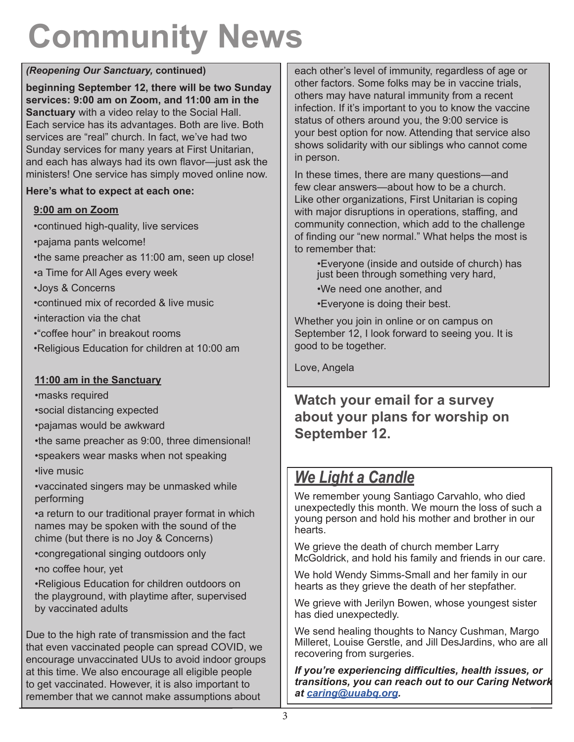# Community News

***(Reopening Our Sanctuary,* continued)**

**beginning September 12, there will be two Sunday services: 9:00 am on Zoom, and 11:00 am in the Sanctuary** with a video relay to the Social Hall. Each service has its advantages. Both are live. Both services are "real" church. In fact, we've had two Sunday services for many years at First Unitarian, and each has always had its own flavor—just ask the ministers! One service has simply moved online now.

**Here's what to expect at each one:**

**9:00 am on Zoom**

- continued high-quality, live services
- pajama pants welcome!
- the same preacher as 11:00 am, seen up close!
- a Time for All Ages every week
- Joys & Concerns
- continued mix of recorded & live music
- interaction via the chat
- "coffee hour" in breakout rooms
- Religious Education for children at 10:00 am

**11:00 am in the Sanctuary**

- masks required
- social distancing expected
- pajamas would be awkward
- the same preacher as 9:00, three dimensional!
- speakers wear masks when not speaking
- live music
- vaccinated singers may be unmasked while performing
- a return to our traditional prayer format in which names may be spoken with the sound of the chime (but there is no Joy & Concerns)
- congregational singing outdoors only
- no coffee hour, yet
- Religious Education for children outdoors on the playground, with playtime after, supervised by vaccinated adults

Due to the high rate of transmission and the fact that even vaccinated people can spread COVID, we encourage unvaccinated UUs to avoid indoor groups at this time. We also encourage all eligible people to get vaccinated. However, it is also important to remember that we cannot make assumptions about each other's level of immunity, regardless of age or other factors. Some folks may be in vaccine trials, others may have natural immunity from a recent infection. If it's important to you to know the vaccine status of others around you, the 9:00 service is your best option for now. Attending that service also shows solidarity with our siblings who cannot come in person.

In these times, there are many questions—and few clear answers—about how to be a church. Like other organizations, First Unitarian is coping with major disruptions in operations, staffing, and community connection, which add to the challenge of finding our "new normal." What helps the most is to remember that:

- Everyone (inside and outside of church) has just been through something very hard,
- We need one another, and
- Everyone is doing their best.

Whether you join in online or on campus on September 12, I look forward to seeing you. It is good to be together.

Love, Angela

**Watch your email for a survey about your plans for worship on September 12.**

## *We Light a Candle*

We remember young Santiago Carvahlo, who died unexpectedly this month. We mourn the loss of such a young person and hold his mother and brother in our hearts.

We grieve the death of church member Larry McGoldrick, and hold his family and friends in our care.

We hold Wendy Simms-Small and her family in our hearts as they grieve the death of her stepfather.

We grieve with Jerilyn Bowen, whose youngest sister has died unexpectedly.

We send healing thoughts to Nancy Cushman, Margo Milleret, Louise Gerstle, and Jill DesJardins, who are all recovering from surgeries.

***If you're experiencing difficulties, health issues, or transitions, you can reach out to our Caring Network at caring@uuabq.org.***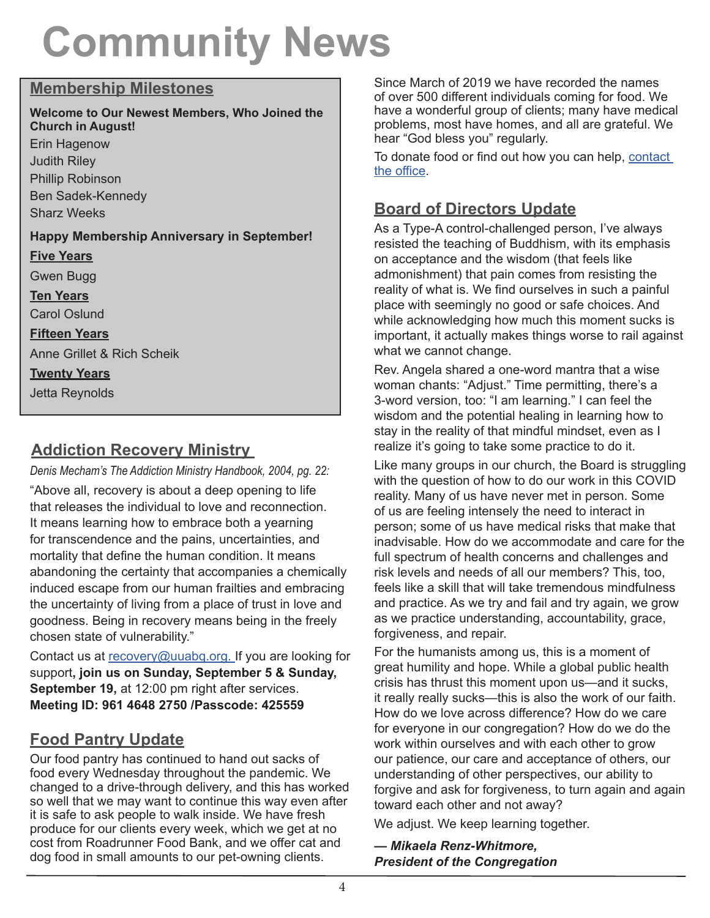# Community News

## Membership Milestones

**Welcome to Our Newest Members, Who Joined the Church in August!**

Erin Hagenow
Judith Riley
Phillip Robinson
Ben Sadek-Kennedy
Sharz Weeks

**Happy Membership Anniversary in September!**

**Five Years**

Gwen Bugg

**Ten Years**

Carol Oslund

**Fifteen Years**

Anne Grillet & Rich Scheik

**Twenty Years**

Jetta Reynolds

## Addiction Recovery Ministry

*Denis Mecham's The Addiction Ministry Handbook, 2004, pg. 22:*

"Above all, recovery is about a deep opening to life that releases the individual to love and reconnection. It means learning how to embrace both a yearning for transcendence and the pains, uncertainties, and mortality that define the human condition. It means abandoning the certainty that accompanies a chemically induced escape from our human frailties and embracing the uncertainty of living from a place of trust in love and goodness. Being in recovery means being in the freely chosen state of vulnerability."

Contact us at recovery@uuabq.org. If you are looking for support**, join us on Sunday, September 5 & Sunday, September 19,** at 12:00 pm right after services. **Meeting ID: 961 4648 2750 /Passcode: 425559**

## Food Pantry Update

Our food pantry has continued to hand out sacks of food every Wednesday throughout the pandemic. We changed to a drive-through delivery, and this has worked so well that we may want to continue this way even after it is safe to ask people to walk inside. We have fresh produce for our clients every week, which we get at no cost from Roadrunner Food Bank, and we offer cat and dog food in small amounts to our pet-owning clients.

Since March of 2019 we have recorded the names of over 500 different individuals coming for food. We have a wonderful group of clients; many have medical problems, most have homes, and all are grateful. We hear "God bless you" regularly.

To donate food or find out how you can help, contact the office.

## Board of Directors Update

As a Type-A control-challenged person, I've always resisted the teaching of Buddhism, with its emphasis on acceptance and the wisdom (that feels like admonishment) that pain comes from resisting the reality of what is. We find ourselves in such a painful place with seemingly no good or safe choices. And while acknowledging how much this moment sucks is important, it actually makes things worse to rail against what we cannot change.

Rev. Angela shared a one-word mantra that a wise woman chants: "Adjust." Time permitting, there's a 3-word version, too: "I am learning." I can feel the wisdom and the potential healing in learning how to stay in the reality of that mindful mindset, even as I realize it's going to take some practice to do it.

Like many groups in our church, the Board is struggling with the question of how to do our work in this COVID reality. Many of us have never met in person. Some of us are feeling intensely the need to interact in person; some of us have medical risks that make that inadvisable. How do we accommodate and care for the full spectrum of health concerns and challenges and risk levels and needs of all our members? This, too, feels like a skill that will take tremendous mindfulness and practice. As we try and fail and try again, we grow as we practice understanding, accountability, grace, forgiveness, and repair.

For the humanists among us, this is a moment of great humility and hope. While a global public health crisis has thrust this moment upon us—and it sucks, it really really sucks—this is also the work of our faith. How do we love across difference? How do we care for everyone in our congregation? How do we do the work within ourselves and with each other to grow our patience, our care and acceptance of others, our understanding of other perspectives, our ability to forgive and ask for forgiveness, to turn again and again toward each other and not away?

We adjust. We keep learning together.

***— Mikaela Renz-Whitmore, President of the Congregation***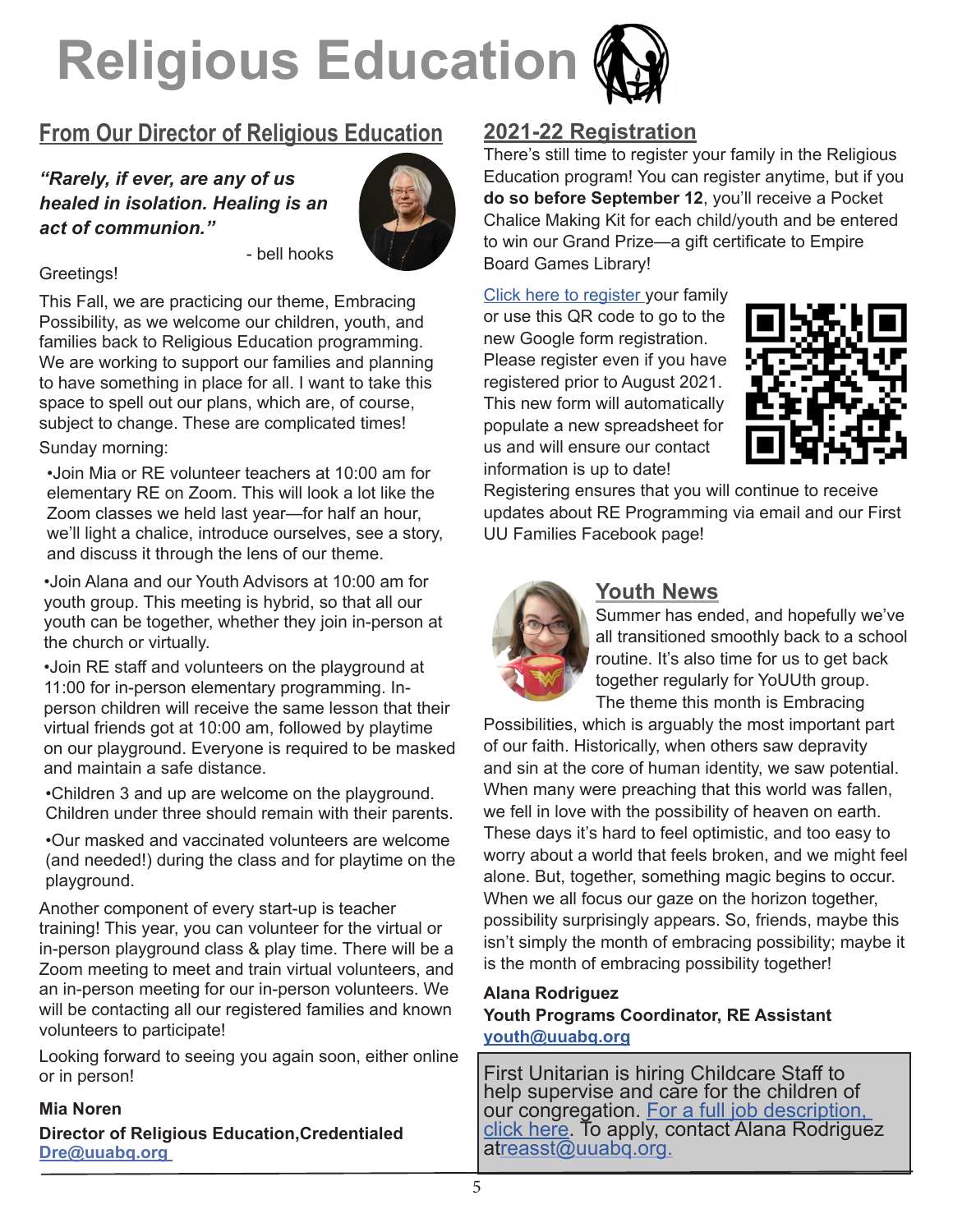# Religious Education

## From Our Director of Religious Education

***"Rarely, if ever, are any of us healed in isolation. Healing is an act of communion."***

- bell hooks

Greetings!

This Fall, we are practicing our theme, Embracing Possibility, as we welcome our children, youth, and families back to Religious Education programming. We are working to support our families and planning to have something in place for all. I want to take this space to spell out our plans, which are, of course, subject to change. These are complicated times!

Sunday morning:

- •Join Mia or RE volunteer teachers at 10:00 am for elementary RE on Zoom. This will look a lot like the Zoom classes we held last year—for half an hour, we'll light a chalice, introduce ourselves, see a story, and discuss it through the lens of our theme.
- •Join Alana and our Youth Advisors at 10:00 am for youth group. This meeting is hybrid, so that all our youth can be together, whether they join in-person at the church or virtually.
- •Join RE staff and volunteers on the playground at 11:00 for in-person elementary programming. In-person children will receive the same lesson that their virtual friends got at 10:00 am, followed by playtime on our playground. Everyone is required to be masked and maintain a safe distance.
- •Children 3 and up are welcome on the playground. Children under three should remain with their parents.
- •Our masked and vaccinated volunteers are welcome (and needed!) during the class and for playtime on the playground.

Another component of every start-up is teacher training! This year, you can volunteer for the virtual or in-person playground class & play time. There will be a Zoom meeting to meet and train virtual volunteers, and an in-person meeting for our in-person volunteers. We will be contacting all our registered families and known volunteers to participate!

Looking forward to seeing you again soon, either online or in person!

**Mia Noren**

**Director of Religious Education,Credentialed**
**Dre@uuabq.org**

## 2021-22 Registration

There's still time to register your family in the Religious Education program! You can register anytime, but if you **do so before September 12**, you'll receive a Pocket Chalice Making Kit for each child/youth and be entered to win our Grand Prize—a gift certificate to Empire Board Games Library!

Click here to register your family or use this QR code to go to the new Google form registration. Please register even if you have registered prior to August 2021. This new form will automatically populate a new spreadsheet for us and will ensure our contact information is up to date!

Registering ensures that you will continue to receive updates about RE Programming via email and our First UU Families Facebook page!

## Youth News

Summer has ended, and hopefully we've all transitioned smoothly back to a school routine. It's also time for us to get back together regularly for YoUUth group. The theme this month is Embracing Possibilities, which is arguably the most important part of our faith. Historically, when others saw depravity and sin at the core of human identity, we saw potential. When many were preaching that this world was fallen, we fell in love with the possibility of heaven on earth. These days it's hard to feel optimistic, and too easy to worry about a world that feels broken, and we might feel alone. But, together, something magic begins to occur. When we all focus our gaze on the horizon together, possibility surprisingly appears. So, friends, maybe this isn't simply the month of embracing possibility; maybe it is the month of embracing possibility together!

**Alana Rodriguez**
**Youth Programs Coordinator, RE Assistant**
**youth@uuabq.org**

First Unitarian is hiring Childcare Staff to help supervise and care for the children of our congregation. For a full job description, click here. To apply, contact Alana Rodriguez atreasst@uuabq.org.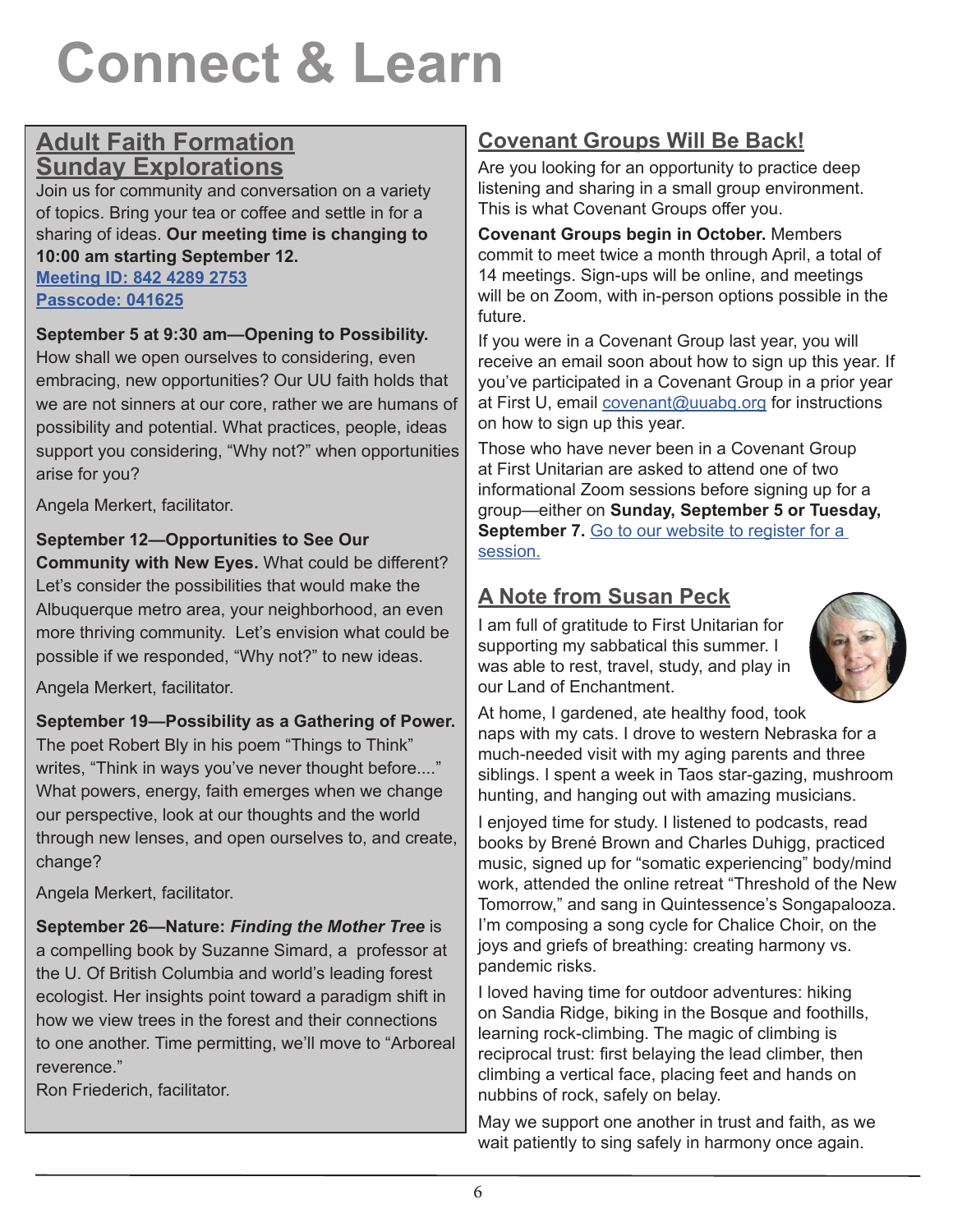# Connect & Learn

## Adult Faith Formation Sunday Explorations

Join us for community and conversation on a variety of topics. Bring your tea or coffee and settle in for a sharing of ideas. **Our meeting time is changing to 10:00 am starting September 12.**

**Meeting ID: 842 4289 2753**

**Passcode: 041625**

**September 5 at 9:30 am—Opening to Possibility.** How shall we open ourselves to considering, even embracing, new opportunities? Our UU faith holds that we are not sinners at our core, rather we are humans of possibility and potential. What practices, people, ideas support you considering, "Why not?" when opportunities arise for you?

Angela Merkert, facilitator.

**September 12—Opportunities to See Our Community with New Eyes.** What could be different? Let's consider the possibilities that would make the Albuquerque metro area, your neighborhood, an even more thriving community. Let's envision what could be possible if we responded, "Why not?" to new ideas.

Angela Merkert, facilitator.

**September 19—Possibility as a Gathering of Power.** The poet Robert Bly in his poem "Things to Think" writes, "Think in ways you've never thought before...." What powers, energy, faith emerges when we change our perspective, look at our thoughts and the world through new lenses, and open ourselves to, and create, change?

Angela Merkert, facilitator.

**September 26—Nature: *Finding the Mother Tree*** is a compelling book by Suzanne Simard, a professor at the U. Of British Columbia and world's leading forest ecologist. Her insights point toward a paradigm shift in how we view trees in the forest and their connections to one another. Time permitting, we'll move to "Arboreal reverence."

Ron Friederich, facilitator.

## Covenant Groups Will Be Back!

Are you looking for an opportunity to practice deep listening and sharing in a small group environment. This is what Covenant Groups offer you.

**Covenant Groups begin in October.** Members commit to meet twice a month through April, a total of 14 meetings. Sign-ups will be online, and meetings will be on Zoom, with in-person options possible in the future.

If you were in a Covenant Group last year, you will receive an email soon about how to sign up this year. If you've participated in a Covenant Group in a prior year at First U, email covenant@uuabq.org for instructions on how to sign up this year.

Those who have never been in a Covenant Group at First Unitarian are asked to attend one of two informational Zoom sessions before signing up for a group—either on **Sunday, September 5 or Tuesday, September 7.** Go to our website to register for a session.

## A Note from Susan Peck

I am full of gratitude to First Unitarian for supporting my sabbatical this summer. I was able to rest, travel, study, and play in our Land of Enchantment.

At home, I gardened, ate healthy food, took naps with my cats. I drove to western Nebraska for a much-needed visit with my aging parents and three siblings. I spent a week in Taos star-gazing, mushroom hunting, and hanging out with amazing musicians.

I enjoyed time for study. I listened to podcasts, read books by Brené Brown and Charles Duhigg, practiced music, signed up for "somatic experiencing" body/mind work, attended the online retreat "Threshold of the New Tomorrow," and sang in Quintessence's Songapalooza. I'm composing a song cycle for Chalice Choir, on the joys and griefs of breathing: creating harmony vs. pandemic risks.

I loved having time for outdoor adventures: hiking on Sandia Ridge, biking in the Bosque and foothills, learning rock-climbing. The magic of climbing is reciprocal trust: first belaying the lead climber, then climbing a vertical face, placing feet and hands on nubbins of rock, safely on belay.

May we support one another in trust and faith, as we wait patiently to sing safely in harmony once again.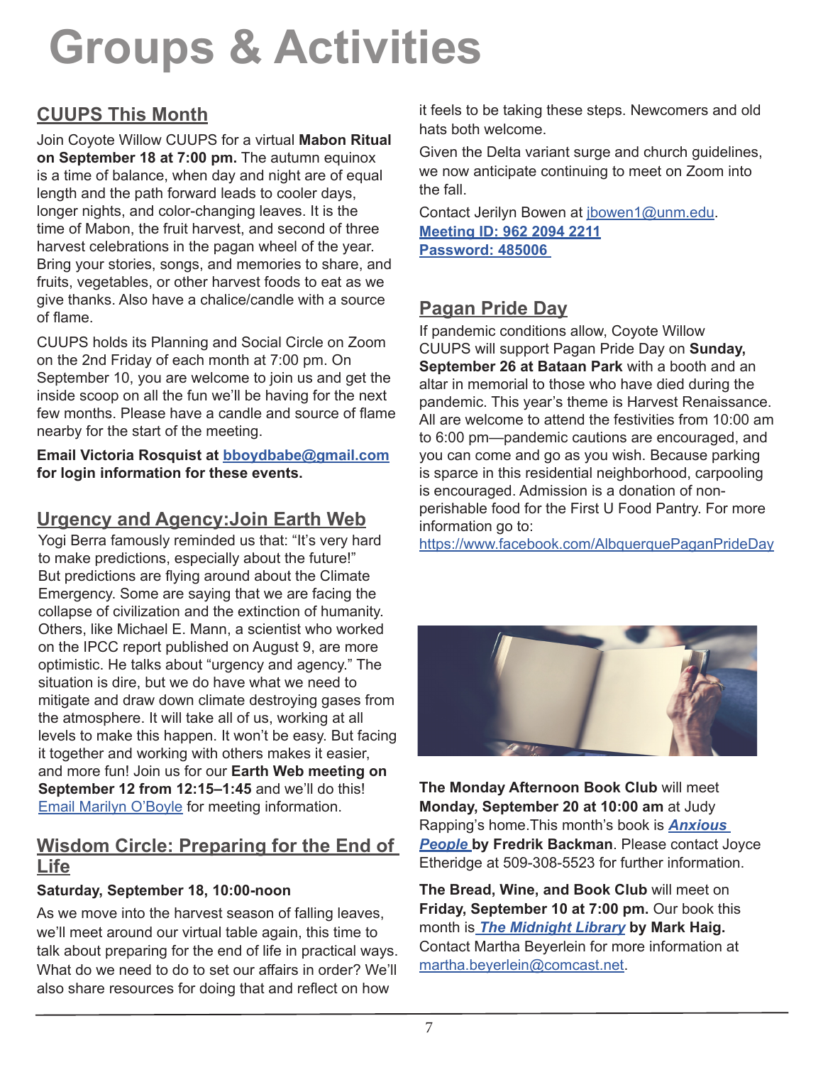# Groups & Activities

## CUUPS This Month

Join Coyote Willow CUUPS for a virtual **Mabon Ritual on September 18 at 7:00 pm.** The autumn equinox is a time of balance, when day and night are of equal length and the path forward leads to cooler days, longer nights, and color-changing leaves. It is the time of Mabon, the fruit harvest, and second of three harvest celebrations in the pagan wheel of the year. Bring your stories, songs, and memories to share, and fruits, vegetables, or other harvest foods to eat as we give thanks. Also have a chalice/candle with a source of flame.

CUUPS holds its Planning and Social Circle on Zoom on the 2nd Friday of each month at 7:00 pm. On September 10, you are welcome to join us and get the inside scoop on all the fun we'll be having for the next few months. Please have a candle and source of flame nearby for the start of the meeting.

**Email Victoria Rosquist at bboydbabe@gmail.com for login information for these events.**

## Urgency and Agency:Join Earth Web

Yogi Berra famously reminded us that: "It's very hard to make predictions, especially about the future!" But predictions are flying around about the Climate Emergency. Some are saying that we are facing the collapse of civilization and the extinction of humanity. Others, like Michael E. Mann, a scientist who worked on the IPCC report published on August 9, are more optimistic. He talks about "urgency and agency." The situation is dire, but we do have what we need to mitigate and draw down climate destroying gases from the atmosphere. It will take all of us, working at all levels to make this happen. It won't be easy. But facing it together and working with others makes it easier, and more fun! Join us for our **Earth Web meeting on September 12 from 12:15–1:45** and we'll do this! Email Marilyn O'Boyle for meeting information.

## Wisdom Circle: Preparing for the End of Life

**Saturday, September 18, 10:00-noon**

As we move into the harvest season of falling leaves, we'll meet around our virtual table again, this time to talk about preparing for the end of life in practical ways. What do we need to do to set our affairs in order? We'll also share resources for doing that and reflect on how it feels to be taking these steps. Newcomers and old hats both welcome.

Given the Delta variant surge and church guidelines, we now anticipate continuing to meet on Zoom into the fall.

Contact Jerilyn Bowen at jbowen1@unm.edu.
**Meeting ID: 962 2094 2211**
**Password: 485006**

## Pagan Pride Day

If pandemic conditions allow, Coyote Willow CUUPS will support Pagan Pride Day on **Sunday, September 26 at Bataan Park** with a booth and an altar in memorial to those who have died during the pandemic. This year's theme is Harvest Renaissance. All are welcome to attend the festivities from 10:00 am to 6:00 pm—pandemic cautions are encouraged, and you can come and go as you wish. Because parking is sparce in this residential neighborhood, carpooling is encouraged. Admission is a donation of non-perishable food for the First U Food Pantry. For more information go to: https://www.facebook.com/AlbquerquePaganPrideDay

**The Monday Afternoon Book Club** will meet **Monday, September 20 at 10:00 am** at Judy Rapping's home.This month's book is ***Anxious People*** **by Fredrik Backman**. Please contact Joyce Etheridge at 509-308-5523 for further information.

**The Bread, Wine, and Book Club** will meet on **Friday, September 10 at 7:00 pm.** Our book this month is ***The Midnight Library*** **by Mark Haig.** Contact Martha Beyerlein for more information at martha.beyerlein@comcast.net.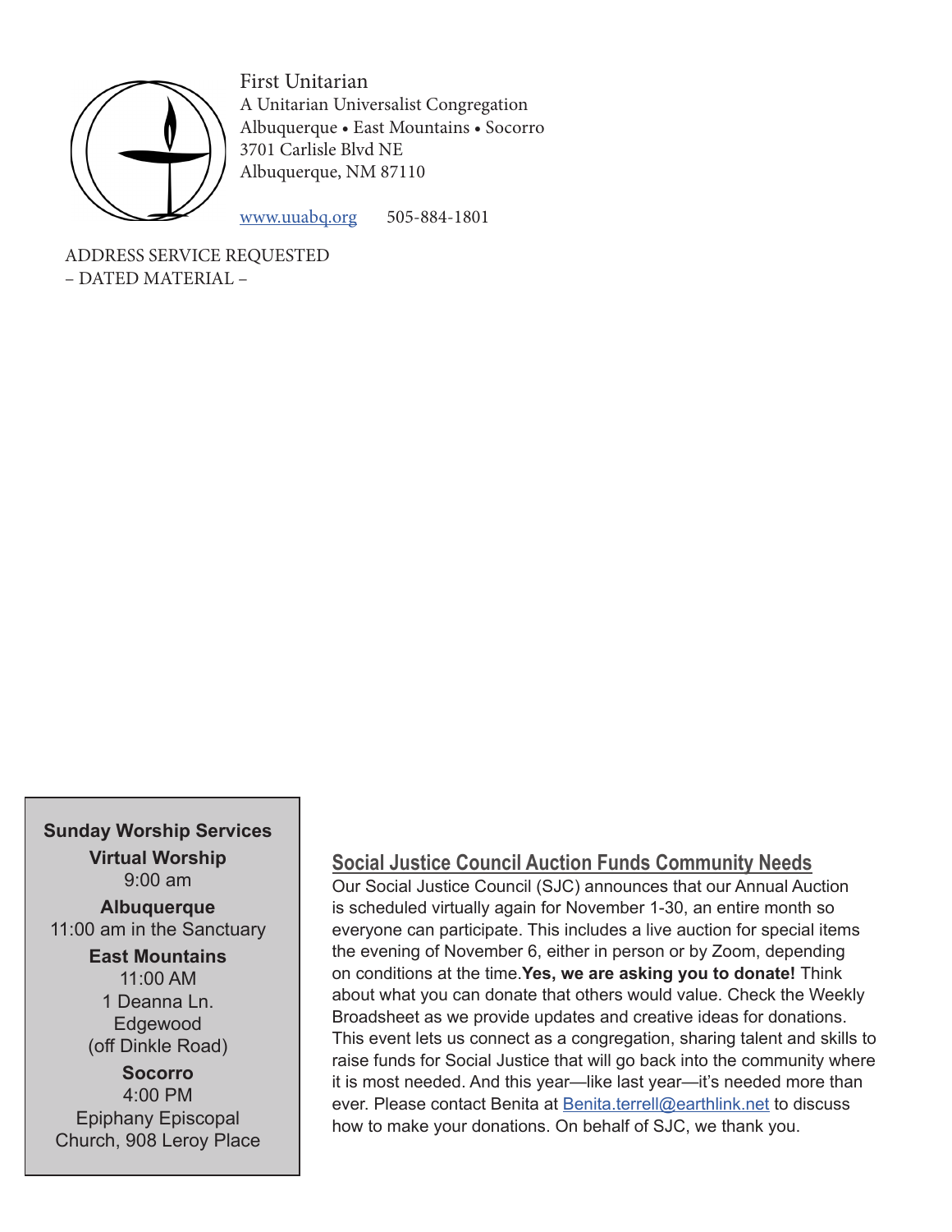First Unitarian
A Unitarian Universalist Congregation
Albuquerque • East Mountains • Socorro
3701 Carlisle Blvd NE
Albuquerque, NM 87110

www.uuabq.org 505-884-1801

ADDRESS SERVICE REQUESTED
– DATED MATERIAL –

**Sunday Worship Services**

**Virtual Worship**
9:00 am

**Albuquerque**
11:00 am in the Sanctuary

**East Mountains**
11:00 AM
1 Deanna Ln.
Edgewood
(off Dinkle Road)

**Socorro**
4:00 PM
Epiphany Episcopal
Church, 908 Leroy Place

## Social Justice Council Auction Funds Community Needs

Our Social Justice Council (SJC) announces that our Annual Auction is scheduled virtually again for November 1-30, an entire month so everyone can participate. This includes a live auction for special items the evening of November 6, either in person or by Zoom, depending on conditions at the time. **Yes, we are asking you to donate!** Think about what you can donate that others would value. Check the Weekly Broadsheet as we provide updates and creative ideas for donations. This event lets us connect as a congregation, sharing talent and skills to raise funds for Social Justice that will go back into the community where it is most needed. And this year—like last year—it's needed more than ever. Please contact Benita at Benita.terrell@earthlink.net to discuss how to make your donations. On behalf of SJC, we thank you.